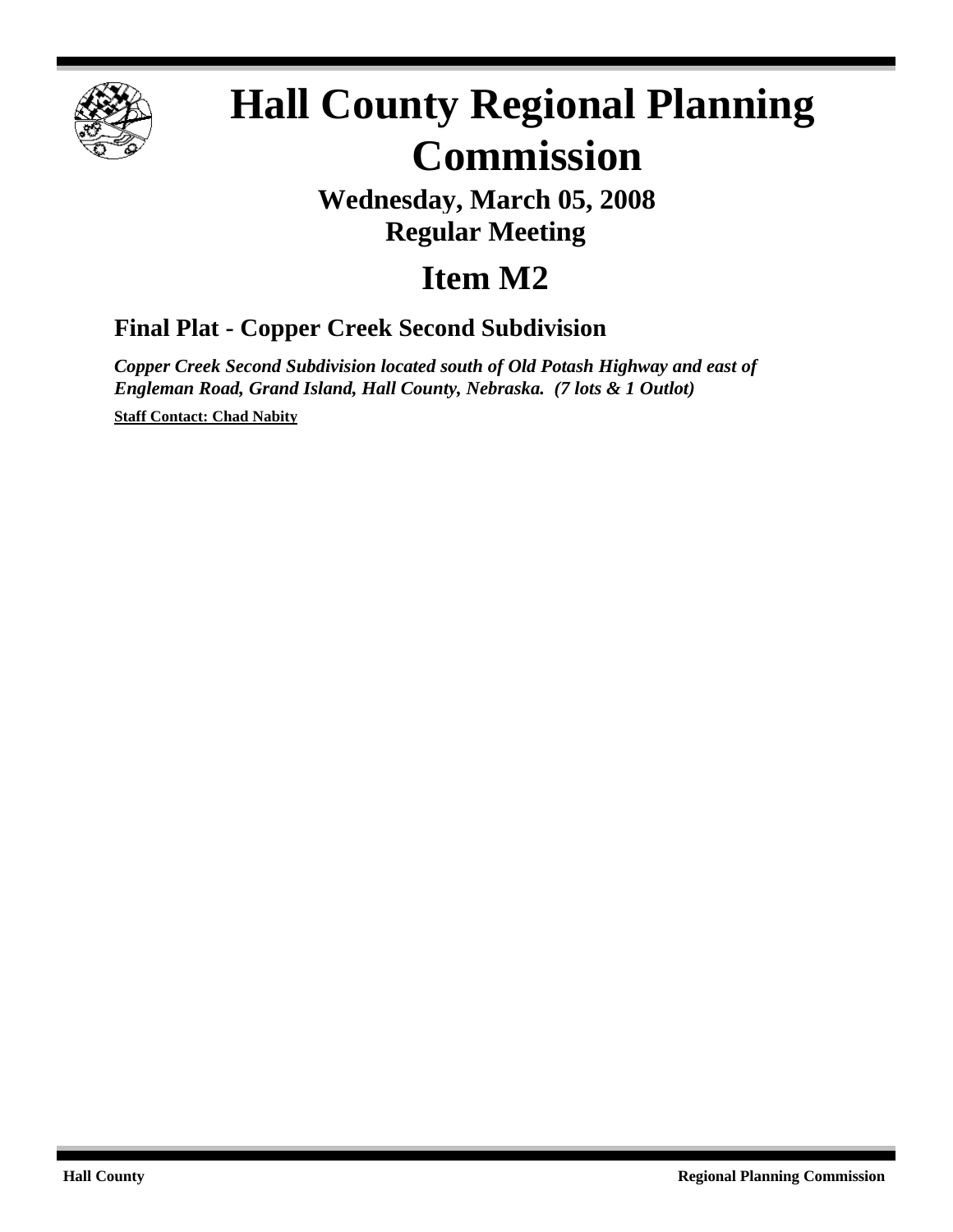# Hall County Regional Planning Commission

**Wednesday, March 05, 2008**
**Regular Meeting**

## Item M2

### Final Plat - Copper Creek Second Subdivision

***Copper Creek Second Subdivision located south of Old Potash Highway and east of Engleman Road, Grand Island, Hall County, Nebraska. (7 lots & 1 Outlot)***

**Staff Contact: Chad Nabity**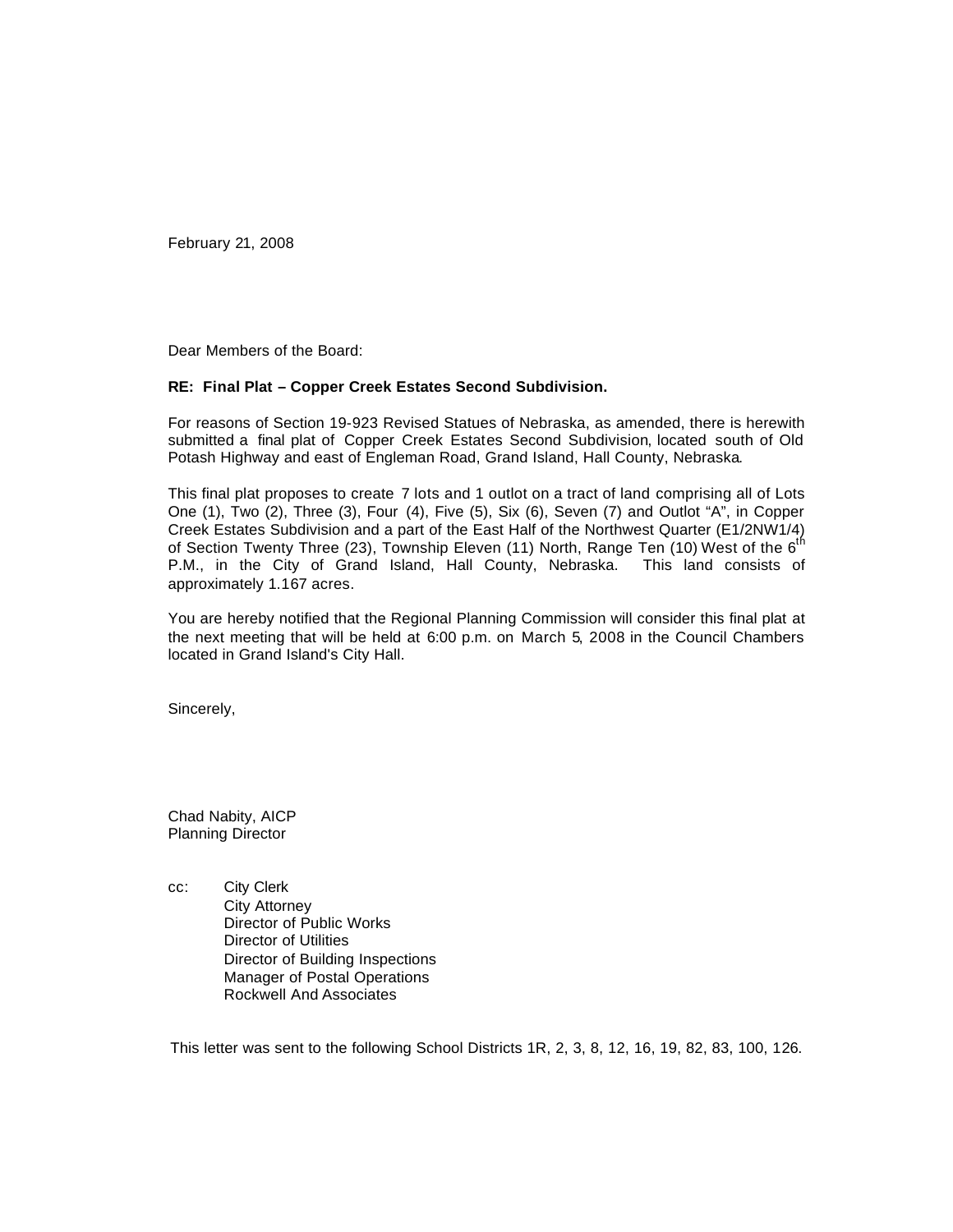February 21, 2008

Dear Members of the Board:

**RE: Final Plat – Copper Creek Estates Second Subdivision.**

For reasons of Section 19-923 Revised Statues of Nebraska, as amended, there is herewith submitted a final plat of Copper Creek Estates Second Subdivision, located south of Old Potash Highway and east of Engleman Road, Grand Island, Hall County, Nebraska.

This final plat proposes to create 7 lots and 1 outlot on a tract of land comprising all of Lots One (1), Two (2), Three (3), Four (4), Five (5), Six (6), Seven (7) and Outlot "A", in Copper Creek Estates Subdivision and a part of the East Half of the Northwest Quarter (E1/2NW1/4) of Section Twenty Three (23), Township Eleven (11) North, Range Ten (10) West of the 6$^{th}$ P.M., in the City of Grand Island, Hall County, Nebraska. This land consists of approximately 1.167 acres.

You are hereby notified that the Regional Planning Commission will consider this final plat at the next meeting that will be held at 6:00 p.m. on March 5, 2008 in the Council Chambers located in Grand Island's City Hall.

Sincerely,

Chad Nabity, AICP
Planning Director

cc: City Clerk
City Attorney
Director of Public Works
Director of Utilities
Director of Building Inspections
Manager of Postal Operations
Rockwell And Associates

This letter was sent to the following School Districts 1R, 2, 3, 8, 12, 16, 19, 82, 83, 100, 126.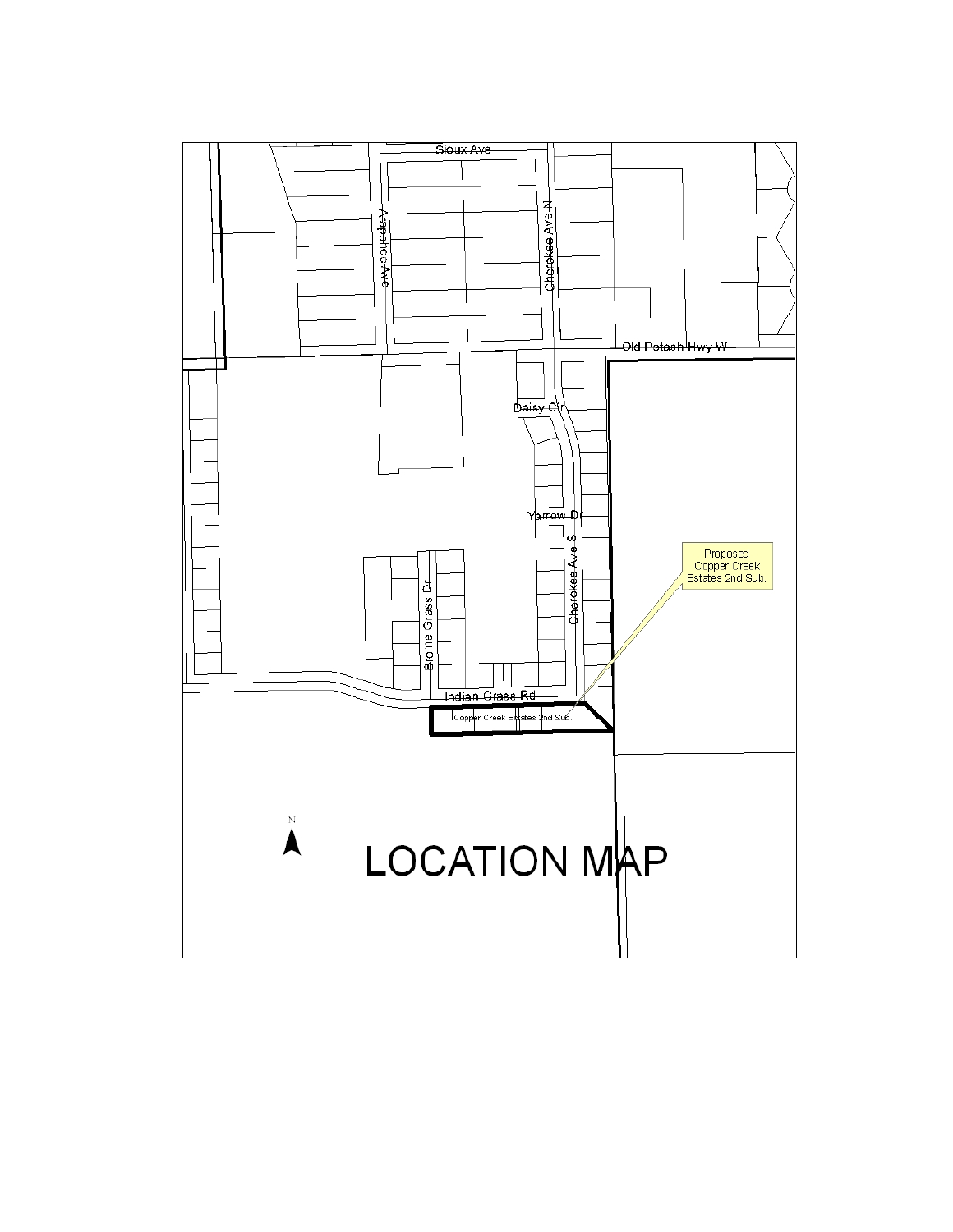# LOCATION MAP

Sioux Ave

Arapahoe Ave

Cherokee Ave N

Old Potash Hwy W

Daisy Cir

Yarrow Dr

Cherokee Ave S

Brome Grass Dr

Indian Grass Rd

Copper Creek Estates 2nd Sub.

Proposed Copper Creek Estates 2nd Sub.

N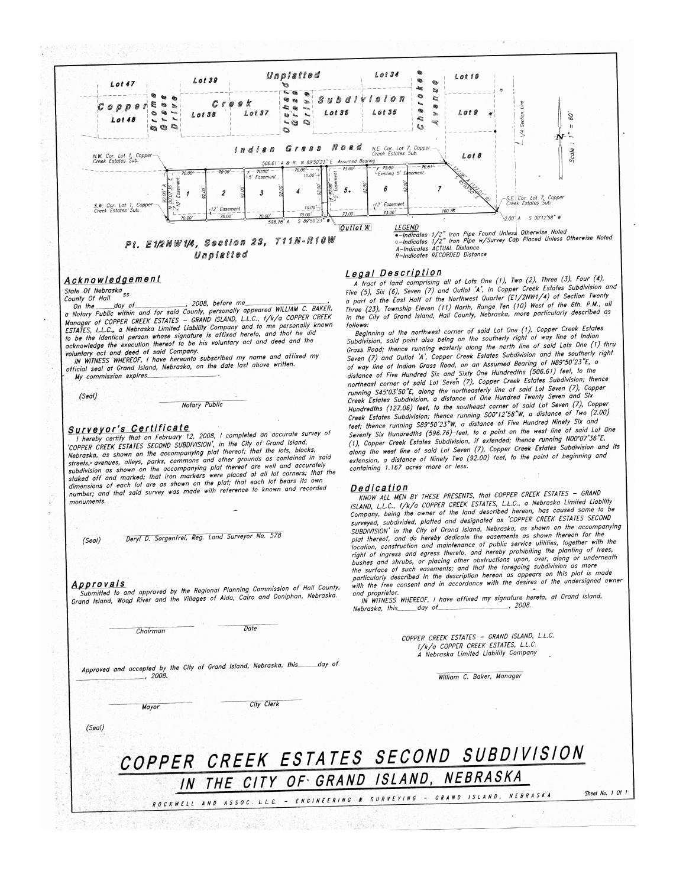Lot 47 | Lot 39 | Unplatted | Lot 34 | Lot 10

Copper Creek Subdivision

Lot 48 | Brome Grass Drive | Lot 38 | Lot 37 | Orchard Grass Drive | Lot 36 | Lot 35 | Cherokee Avenue | Lot 9

1/4 Section Line

N

Scale : 1" = 60'

Indian Grass Road

N.W. Cor. Lot 1, Copper Creek Estates Sub.

N.E. Cor. Lot 7, Copper Creek Estates Sub.

Lot 8

506.61' A & R N 89°50'23" E Assumed Bearing

70.00' | 70.00' | 70.00' | 70.00' | 10.00' | 73.00' | 73.00' | 70.61'

5' Easement | Existing 5' Easement | 5' Easement

N 00°07'36" E 92.00' A

10' Easement | 12' Easement | 12' Easement

1 | 2 | 3 | 4 | 5 | 6 | 7

92.00' | 92.00' | 92.00' | 92.00' | 92.00' | 92.00'

127.06' A (127.01' R) S 45°03'50" E

S.W. Cor. Lot 1, Copper Creek Estates Sub.

S.E. Cor. Lot 7, Copper Creek Estates Sub.

70.00' | 70.00' | 70.00' | 70.00' | 10.00' | 73.00' | 73.00' | 160.78'

596.76' A S 89°50'23" W

2.00' A S 00°12'58" W

Outlot 'A'

Pt. E1/2NW1/4, Section 23, T11N-R10W Unplatted

LEGEND
- ●–Indicates 1/2" Iron Pipe Found Unless Otherwise Noted
- ○–Indicates 1/2" Iron Pipe w/Survey Cap Placed Unless Otherwise Noted
- A–Indicates ACTUAL Distance
- R–Indicates RECORDED Distance

## Acknowledgement

State Of Nebraska
ss
County Of Hall

On the\_\_\_\_\_day of\_\_\_\_\_\_\_\_\_\_\_\_\_, 2008, before me\_\_\_\_\_\_\_\_\_\_\_\_\_\_\_\_\_\_\_\_, a Notary Public within and for said County, personally appeared WILLIAM C. BAKER, Manager of COPPER CREEK ESTATES – GRAND ISLAND, L.L.C., f/k/a COPPER CREEK ESTATES, L.L.C., a Nebraska Limited Liability Company and to me personally known to be the identical person whose signature is affixed hereto, and that he did acknowledge the execution thereof to be his voluntary act and deed and the voluntary act and deed of said Company.

IN WITNESS WHEREOF, I have hereunto subscribed my name and affixed my official seal at Grand Island, Nebraska, on the date last above written.

My commission expires\_\_\_\_\_\_\_\_\_\_\_\_\_\_.

(Seal)

Notary Public

## Surveyor's Certificate

I hereby certify that on February 12, 2008, I completed an accurate survey of 'COPPER CREEK ESTATES SECOND SUBDIVISION', in the City of Grand Island, Nebraska, as shown on the accompanying plat thereof; that the lots, blocks, streets, avenues, alleys, parks, commons and other grounds as contained in said subdivision as shown on the accompanying plat thereof are well and accurately staked off and marked; that iron markers were placed at all lot corners; that the dimensions of each lot are as shown on the plat; that each lot bears its own number; and that said survey was made with reference to known and recorded monuments.

(Seal)

Deryl D. Sorgenfrei, Reg. Land Surveyor No. 578

## Approvals

Submitted to and approved by the Regional Planning Commission of Hall County, Grand Island, Wood River and the Villages of Alda, Cairo and Doniphan, Nebraska.

Chairman | Date

Approved and accepted by the City of Grand Island, Nebraska, this\_\_\_\_\_\_day of \_\_\_\_\_\_\_\_\_\_\_\_\_\_\_\_, 2008.

Mayor | City Clerk

(Seal)

## Legal Description

A tract of land comprising all of Lots One (1), Two (2), Three (3), Four (4), Five (5), Six (6), Seven (7) and Outlot 'A', in Copper Creek Estates Subdivision and a part of the East Half of the Northwest Quarter (E1/2NW1/4) of Section Twenty Three (23), Township Eleven (11) North, Range Ten (10) West of the 6th. P.M., all in the City of Grand Island, Hall County, Nebraska, more particularly described as follows:

Beginning at the northwest corner of said Lot One (1), Copper Creek Estates Subdivision, said point also being on the southerly right of way line of Indian Grass Road; thence running easterly along the north line of said Lots One (1) thru Seven (7) and Outlot 'A', Copper Creek Estates Subdivision and the southerly right of way line of Indian Grass Road, on an Assumed Bearing of N89°50'23"E, a distance of Five Hundred Six and Sixty One Hundredths (506.61) feet, to the northeast corner of said Lot Seven (7), Copper Creek Estates Subdivision; thence running S45°03'50"E, along the northeasterly line of said Lot Seven (7), Copper Creek Estates Subdivision, a distance of One Hundred Twenty Seven and Six Hundredths (127.06) feet, to the southeast corner of said Lot Seven (7), Copper Creek Estates Subdivision; thence running S00°12'58"W, a distance of Two (2.00) feet; thence running S89°50'23"W, a distance of Five Hundred Ninety Six and Seventy Six Hundredths (596.76) feet, to a point on the west line of said Lot One (1), Copper Creek Estates Subdivision, if extended; thence running N00°07'36"E, along the west line of said Lot Seven (7), Copper Creek Estates Subdivision and its extension, a distance of Ninety Two (92.00) feet, to the point of beginning and containing 1.167 acres more or less.

## Dedication

KNOW ALL MEN BY THESE PRESENTS, that COPPER CREEK ESTATES – GRAND ISLAND, L.L.C., f/k/a COPPER CREEK ESTATES, L.L.C., a Nebraska Limited Liability Company, being the owner of the land described hereon, has caused same to be surveyed, subdivided, platted and designated as 'COPPER CREEK ESTATES SECOND SUBDIVISION' in the City of Grand Island, Nebraska, as shown on the accompanying plat thereof, and do hereby dedicate the easements as shown thereon for the location, construction and maintenance of public service utilities, together with the right of ingress and egress thereto, and hereby prohibiting the planting of trees, bushes and shrubs, or placing other obstructions upon, over, along or underneath the surface of such easements; and that the foregoing subdivision as more particularly described in the description hereon as appears on this plat is made with the free consent and in accordance with the desires of the undersigned owner and proprietor.

IN WITNESS WHEREOF, I have affixed my signature hereto, at Grand Island, Nebraska, this\_\_\_\_\_day of\_\_\_\_\_\_\_\_\_\_\_\_\_\_\_\_\_, 2008.

COPPER CREEK ESTATES – GRAND ISLAND, L.L.C.
f/k/a COPPER CREEK ESTATES, L.L.C.
A Nebraska Limited Liability Company

William C. Baker, Manager

# COPPER CREEK ESTATES SECOND SUBDIVISION
## IN THE CITY OF GRAND ISLAND, NEBRASKA

ROCKWELL AND ASSOC. L.L.C. – ENGINEERING & SURVEYING – GRAND ISLAND, NEBRASKA

Sheet No. 1 Of 1